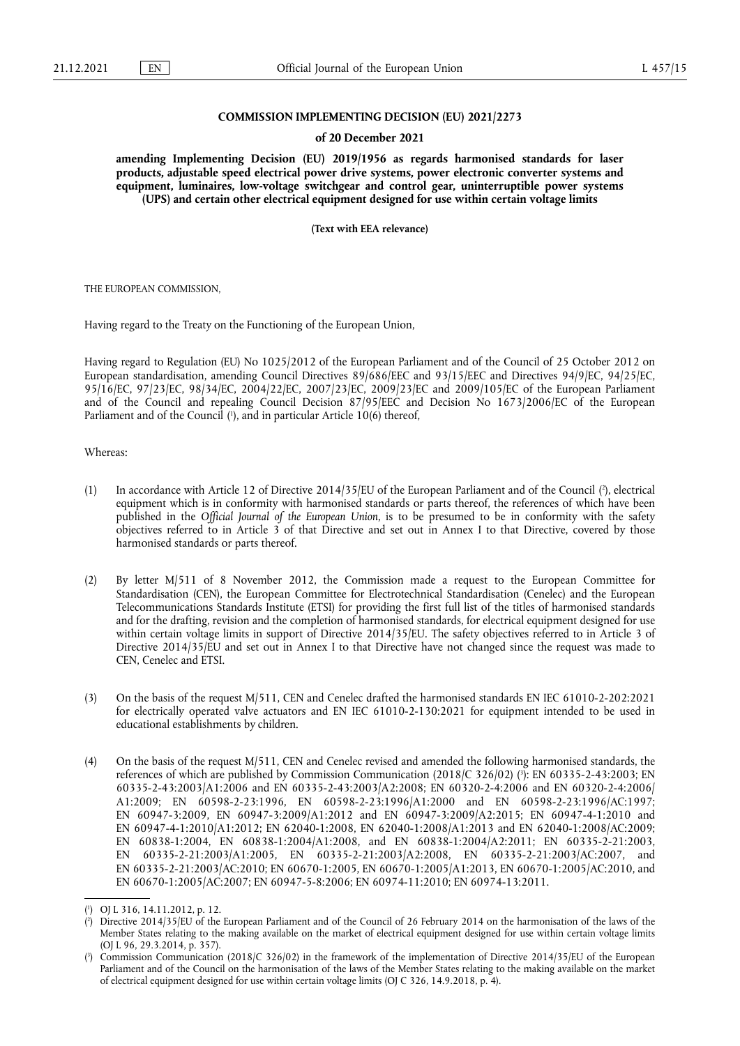**COMMISSION IMPLEMENTING DECISION (EU) 2021/2273**

**of 20 December 2021**

**amending Implementing Decision (EU) 2019/1956 as regards harmonised standards for laser products, adjustable speed electrical power drive systems, power electronic converter systems and equipment, luminaires, low-voltage switchgear and control gear, uninterruptible power systems (UPS) and certain other electrical equipment designed for use within certain voltage limits**

**(Text with EEA relevance)**

THE EUROPEAN COMMISSION,

Having regard to the Treaty on the Functioning of the European Union,

Having regard to Regulation (EU) No 1025/2012 of the European Parliament and of the Council of 25 October 2012 on European standardisation, amending Council Directives 89/686/EEC and 93/15/EEC and Directives 94/9/EC, 94/25/EC, 95/16/EC, 97/23/EC, 98/34/EC, 2004/22/EC, 2007/23/EC, 2009/23/EC and 2009/105/EC of the European Parliament and of the Council and repealing Council Decision 87/95/EEC and Decision No 1673/2006/EC of the European Parliament and of the Council [1], and in particular Article 10(6) thereof,

Whereas:

(1) In accordance with Article 12 of Directive 2014/35/EU of the European Parliament and of the Council [2], electrical equipment which is in conformity with harmonised standards or parts thereof, the references of which have been published in the *Official Journal of the European Union*, is to be presumed to be in conformity with the safety objectives referred to in Article 3 of that Directive and set out in Annex I to that Directive, covered by those harmonised standards or parts thereof.

(2) By letter M/511 of 8 November 2012, the Commission made a request to the European Committee for Standardisation (CEN), the European Committee for Electrotechnical Standardisation (Cenelec) and the European Telecommunications Standards Institute (ETSI) for providing the first full list of the titles of harmonised standards and for the drafting, revision and the completion of harmonised standards, for electrical equipment designed for use within certain voltage limits in support of Directive 2014/35/EU. The safety objectives referred to in Article 3 of Directive 2014/35/EU and set out in Annex I to that Directive have not changed since the request was made to CEN, Cenelec and ETSI.

(3) On the basis of the request M/511, CEN and Cenelec drafted the harmonised standards EN IEC 61010-2-202:2021 for electrically operated valve actuators and EN IEC 61010-2-130:2021 for equipment intended to be used in educational establishments by children.

(4) On the basis of the request M/511, CEN and Cenelec revised and amended the following harmonised standards, the references of which are published by Commission Communication (2018/C 326/02) [3]: EN 60335-2-43:2003; EN 60335-2-43:2003/A1:2006 and EN 60335-2-43:2003/A2:2008; EN 60320-2-4:2006 and EN 60320-2-4:2006/A1:2009; EN 60598-2-23:1996, EN 60598-2-23:1996/A1:2000 and EN 60598-2-23:1996/AC:1997; EN 60947-3:2009, EN 60947-3:2009/A1:2012 and EN 60947-3:2009/A2:2015; EN 60947-4-1:2010 and EN 60947-4-1:2010/A1:2012; EN 62040-1:2008, EN 62040-1:2008/A1:2013 and EN 62040-1:2008/AC:2009; EN 60838-1:2004, EN 60838-1:2004/A1:2008, and EN 60838-1:2004/A2:2011; EN 60335-2-21:2003, EN 60335-2-21:2003/A1:2005, EN 60335-2-21:2003/A2:2008, EN 60335-2-21:2003/AC:2007, and EN 60335-2-21:2003/AC:2010; EN 60670-1:2005, EN 60670-1:2005/A1:2013, EN 60670-1:2005/AC:2010, and EN 60670-1:2005/AC:2007; EN 60947-5-8:2006; EN 60974-11:2010; EN 60974-13:2011.

---

[1] OJ L 316, 14.11.2012, p. 12.

[2] Directive 2014/35/EU of the European Parliament and of the Council of 26 February 2014 on the harmonisation of the laws of the Member States relating to the making available on the market of electrical equipment designed for use within certain voltage limits (OJ L 96, 29.3.2014, p. 357).

[3] Commission Communication (2018/C 326/02) in the framework of the implementation of Directive 2014/35/EU of the European Parliament and of the Council on the harmonisation of the laws of the Member States relating to the making available on the market of electrical equipment designed for use within certain voltage limits (OJ C 326, 14.9.2018, p. 4).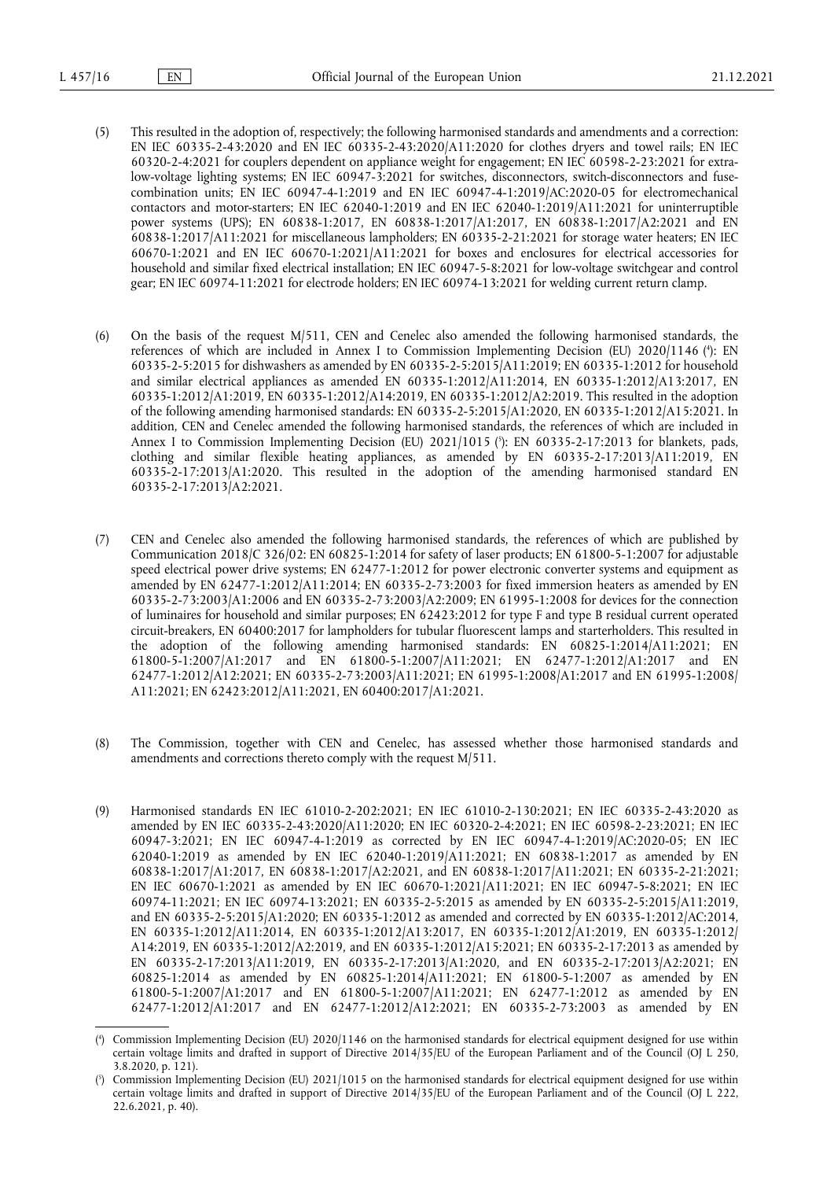(5) This resulted in the adoption of, respectively; the following harmonised standards and amendments and a correction: EN IEC 60335-2-43:2020 and EN IEC 60335-2-43:2020/A11:2020 for clothes dryers and towel rails; EN IEC 60320-2-4:2021 for couplers dependent on appliance weight for engagement; EN IEC 60598-2-23:2021 for extra-low-voltage lighting systems; EN IEC 60947-3:2021 for switches, disconnectors, switch-disconnectors and fuse-combination units; EN IEC 60947-4-1:2019 and EN IEC 60947-4-1:2019/AC:2020-05 for electromechanical contactors and motor-starters; EN IEC 62040-1:2019 and EN IEC 62040-1:2019/A11:2021 for uninterruptible power systems (UPS); EN 60838-1:2017, EN 60838-1:2017/A1:2017, EN 60838-1:2017/A2:2021 and EN 60838-1:2017/A11:2021 for miscellaneous lampholders; EN 60335-2-21:2021 for storage water heaters; EN IEC 60670-1:2021 and EN IEC 60670-1:2021/A11:2021 for boxes and enclosures for electrical accessories for household and similar fixed electrical installation; EN IEC 60947-5-8:2021 for low-voltage switchgear and control gear; EN IEC 60974-11:2021 for electrode holders; EN IEC 60974-13:2021 for welding current return clamp.

(6) On the basis of the request M/511, CEN and Cenelec also amended the following harmonised standards, the references of which are included in Annex I to Commission Implementing Decision (EU) 2020/1146 [4]: EN 60335-2-5:2015 for dishwashers as amended by EN 60335-2-5:2015/A11:2019; EN 60335-1:2012 for household and similar electrical appliances as amended EN 60335-1:2012/A11:2014, EN 60335-1:2012/A13:2017, EN 60335-1:2012/A1:2019, EN 60335-1:2012/A14:2019, EN 60335-1:2012/A2:2019. This resulted in the adoption of the following amending harmonised standards: EN 60335-2-5:2015/A1:2020, EN 60335-1:2012/A15:2021. In addition, CEN and Cenelec amended the following harmonised standards, the references of which are included in Annex I to Commission Implementing Decision (EU) 2021/1015 [5]: EN 60335-2-17:2013 for blankets, pads, clothing and similar flexible heating appliances, as amended by EN 60335-2-17:2013/A11:2019, EN 60335-2-17:2013/A1:2020. This resulted in the adoption of the amending harmonised standard EN 60335-2-17:2013/A2:2021.

(7) CEN and Cenelec also amended the following harmonised standards, the references of which are published by Communication 2018/C 326/02: EN 60825-1:2014 for safety of laser products; EN 61800-5-1:2007 for adjustable speed electrical power drive systems; EN 62477-1:2012 for power electronic converter systems and equipment as amended by EN 62477-1:2012/A11:2014; EN 60335-2-73:2003 for fixed immersion heaters as amended by EN 60335-2-73:2003/A1:2006 and EN 60335-2-73:2003/A2:2009; EN 61995-1:2008 for devices for the connection of luminaires for household and similar purposes; EN 62423:2012 for type F and type B residual current operated circuit-breakers, EN 60400:2017 for lampholders for tubular fluorescent lamps and starterholders. This resulted in the adoption of the following amending harmonised standards: EN 60825-1:2014/A11:2021; EN 61800-5-1:2007/A1:2017 and EN 61800-5-1:2007/A11:2021; EN 62477-1:2012/A1:2017 and EN 62477-1:2012/A12:2021; EN 60335-2-73:2003/A11:2021; EN 61995-1:2008/A1:2017 and EN 61995-1:2008/A11:2021; EN 62423:2012/A11:2021, EN 60400:2017/A1:2021.

(8) The Commission, together with CEN and Cenelec, has assessed whether those harmonised standards and amendments and corrections thereto comply with the request M/511.

(9) Harmonised standards EN IEC 61010-2-202:2021; EN IEC 61010-2-130:2021; EN IEC 60335-2-43:2020 as amended by EN IEC 60335-2-43:2020/A11:2020; EN IEC 60320-2-4:2021; EN IEC 60598-2-23:2021; EN IEC 60947-3:2021; EN IEC 60947-4-1:2019 as corrected by EN IEC 60947-4-1:2019/AC:2020-05; EN IEC 62040-1:2019 as amended by EN IEC 62040-1:2019/A11:2021; EN 60838-1:2017 as amended by EN 60838-1:2017/A1:2017, EN 60838-1:2017/A2:2021, and EN 60838-1:2017/A11:2021; EN 60335-2-21:2021; EN IEC 60670-1:2021 as amended by EN IEC 60670-1:2021/A11:2021; EN IEC 60947-5-8:2021; EN IEC 60974-11:2021; EN IEC 60974-13:2021; EN 60335-2-5:2015 as amended by EN 60335-2-5:2015/A11:2019, and EN 60335-2-5:2015/A1:2020; EN 60335-1:2012 as amended and corrected by EN 60335-1:2012/AC:2014, EN 60335-1:2012/A11:2014, EN 60335-1:2012/A13:2017, EN 60335-1:2012/A1:2019, EN 60335-1:2012/A14:2019, EN 60335-1:2012/A2:2019, and EN 60335-1:2012/A15:2021; EN 60335-2-17:2013 as amended by EN 60335-2-17:2013/A11:2019, EN 60335-2-17:2013/A1:2020, and EN 60335-2-17:2013/A2:2021; EN 60825-1:2014 as amended by EN 60825-1:2014/A11:2021; EN 61800-5-1:2007 as amended by EN 61800-5-1:2007/A1:2017 and EN 61800-5-1:2007/A11:2021; EN 62477-1:2012 as amended by EN 62477-1:2012/A1:2017 and EN 62477-1:2012/A12:2021; EN 60335-2-73:2003 as amended by EN

[4] Commission Implementing Decision (EU) 2020/1146 on the harmonised standards for electrical equipment designed for use within certain voltage limits and drafted in support of Directive 2014/35/EU of the European Parliament and of the Council (OJ L 250, 3.8.2020, p. 121).

[5] Commission Implementing Decision (EU) 2021/1015 on the harmonised standards for electrical equipment designed for use within certain voltage limits and drafted in support of Directive 2014/35/EU of the European Parliament and of the Council (OJ L 222, 22.6.2021, p. 40).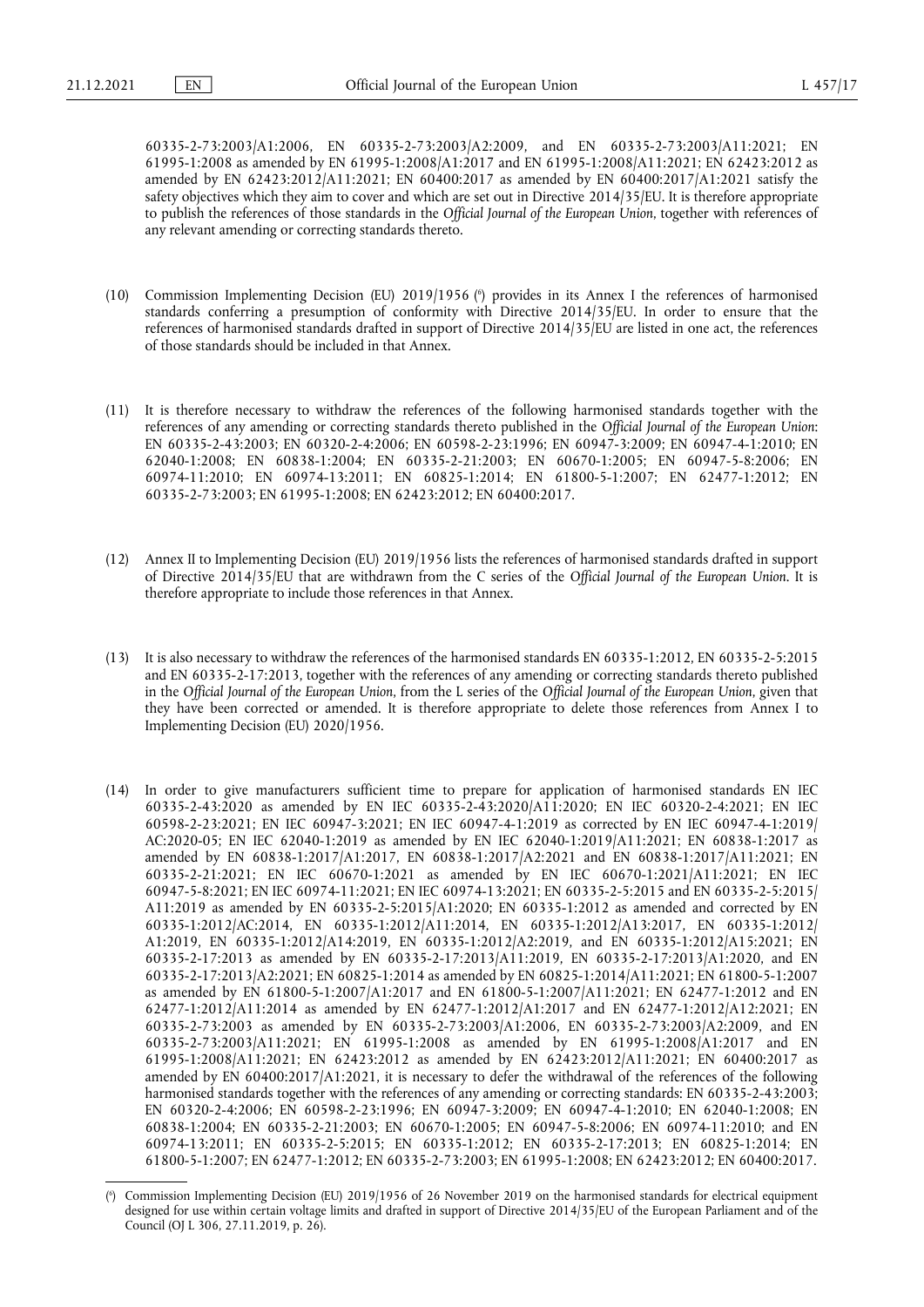60335-2-73:2003/A1:2006, EN 60335-2-73:2003/A2:2009, and EN 60335-2-73:2003/A11:2021; EN 61995-1:2008 as amended by EN 61995-1:2008/A1:2017 and EN 61995-1:2008/A11:2021; EN 62423:2012 as amended by EN 62423:2012/A11:2021; EN 60400:2017 as amended by EN 60400:2017/A1:2021 satisfy the safety objectives which they aim to cover and which are set out in Directive 2014/35/EU. It is therefore appropriate to publish the references of those standards in the *Official Journal of the European Union*, together with references of any relevant amending or correcting standards thereto.

(10) Commission Implementing Decision (EU) 2019/1956 [6] provides in its Annex I the references of harmonised standards conferring a presumption of conformity with Directive 2014/35/EU. In order to ensure that the references of harmonised standards drafted in support of Directive 2014/35/EU are listed in one act, the references of those standards should be included in that Annex.

(11) It is therefore necessary to withdraw the references of the following harmonised standards together with the references of any amending or correcting standards thereto published in the *Official Journal of the European Union*: EN 60335-2-43:2003; EN 60320-2-4:2006; EN 60598-2-23:1996; EN 60947-3:2009; EN 60947-4-1:2010; EN 62040-1:2008; EN 60838-1:2004; EN 60335-2-21:2003; EN 60670-1:2005; EN 60947-5-8:2006; EN 60974-11:2010; EN 60974-13:2011; EN 60825-1:2014; EN 61800-5-1:2007; EN 62477-1:2012; EN 60335-2-73:2003; EN 61995-1:2008; EN 62423:2012; EN 60400:2017.

(12) Annex II to Implementing Decision (EU) 2019/1956 lists the references of harmonised standards drafted in support of Directive 2014/35/EU that are withdrawn from the C series of the *Official Journal of the European Union*. It is therefore appropriate to include those references in that Annex.

(13) It is also necessary to withdraw the references of the harmonised standards EN 60335-1:2012, EN 60335-2-5:2015 and EN 60335-2-17:2013, together with the references of any amending or correcting standards thereto published in the *Official Journal of the European Union*, from the L series of the *Official Journal of the European Union*, given that they have been corrected or amended. It is therefore appropriate to delete those references from Annex I to Implementing Decision (EU) 2020/1956.

(14) In order to give manufacturers sufficient time to prepare for application of harmonised standards EN IEC 60335-2-43:2020 as amended by EN IEC 60335-2-43:2020/A11:2020; EN IEC 60320-2-4:2021; EN IEC 60598-2-23:2021; EN IEC 60947-3:2021; EN IEC 60947-4-1:2019 as corrected by EN IEC 60947-4-1:2019/AC:2020-05; EN IEC 62040-1:2019 as amended by EN IEC 62040-1:2019/A11:2021; EN 60838-1:2017 as amended by EN 60838-1:2017/A1:2017, EN 60838-1:2017/A2:2021 and EN 60838-1:2017/A11:2021; EN 60335-2-21:2021; EN IEC 60670-1:2021 as amended by EN IEC 60670-1:2021/A11:2021; EN IEC 60947-5-8:2021; EN IEC 60974-11:2021; EN IEC 60974-13:2021; EN 60335-2-5:2015 and EN 60335-2-5:2015/A11:2019 as amended by EN 60335-2-5:2015/A1:2020; EN 60335-1:2012 as amended and corrected by EN 60335-1:2012/AC:2014, EN 60335-1:2012/A11:2014, EN 60335-1:2012/A13:2017, EN 60335-1:2012/A1:2019, EN 60335-1:2012/A14:2019, EN 60335-1:2012/A2:2019, and EN 60335-1:2012/A15:2021; EN 60335-2-17:2013 as amended by EN 60335-2-17:2013/A11:2019, EN 60335-2-17:2013/A1:2020, and EN 60335-2-17:2013/A2:2021; EN 60825-1:2014 as amended by EN 60825-1:2014/A11:2021; EN 61800-5-1:2007 as amended by EN 61800-5-1:2007/A1:2017 and EN 61800-5-1:2007/A11:2021; EN 62477-1:2012 and EN 62477-1:2012/A11:2014 as amended by EN 62477-1:2012/A1:2017 and EN 62477-1:2012/A12:2021; EN 60335-2-73:2003 as amended by EN 60335-2-73:2003/A1:2006, EN 60335-2-73:2003/A2:2009, and EN 60335-2-73:2003/A11:2021; EN 61995-1:2008 as amended by EN 61995-1:2008/A1:2017 and EN 61995-1:2008/A11:2021; EN 62423:2012 as amended by EN 62423:2012/A11:2021; EN 60400:2017 as amended by EN 60400:2017/A1:2021, it is necessary to defer the withdrawal of the references of the following harmonised standards together with the references of any amending or correcting standards: EN 60335-2-43:2003; EN 60320-2-4:2006; EN 60598-2-23:1996; EN 60947-3:2009; EN 60947-4-1:2010; EN 62040-1:2008; EN 60838-1:2004; EN 60335-2-21:2003; EN 60670-1:2005; EN 60947-5-8:2006; EN 60974-11:2010; and EN 60974-13:2011; EN 60335-2-5:2015; EN 60335-1:2012; EN 60335-2-17:2013; EN 60825-1:2014; EN 61800-5-1:2007; EN 62477-1:2012; EN 60335-2-73:2003; EN 61995-1:2008; EN 62423:2012; EN 60400:2017.

---

[6] Commission Implementing Decision (EU) 2019/1956 of 26 November 2019 on the harmonised standards for electrical equipment designed for use within certain voltage limits and drafted in support of Directive 2014/35/EU of the European Parliament and of the Council (OJ L 306, 27.11.2019, p. 26).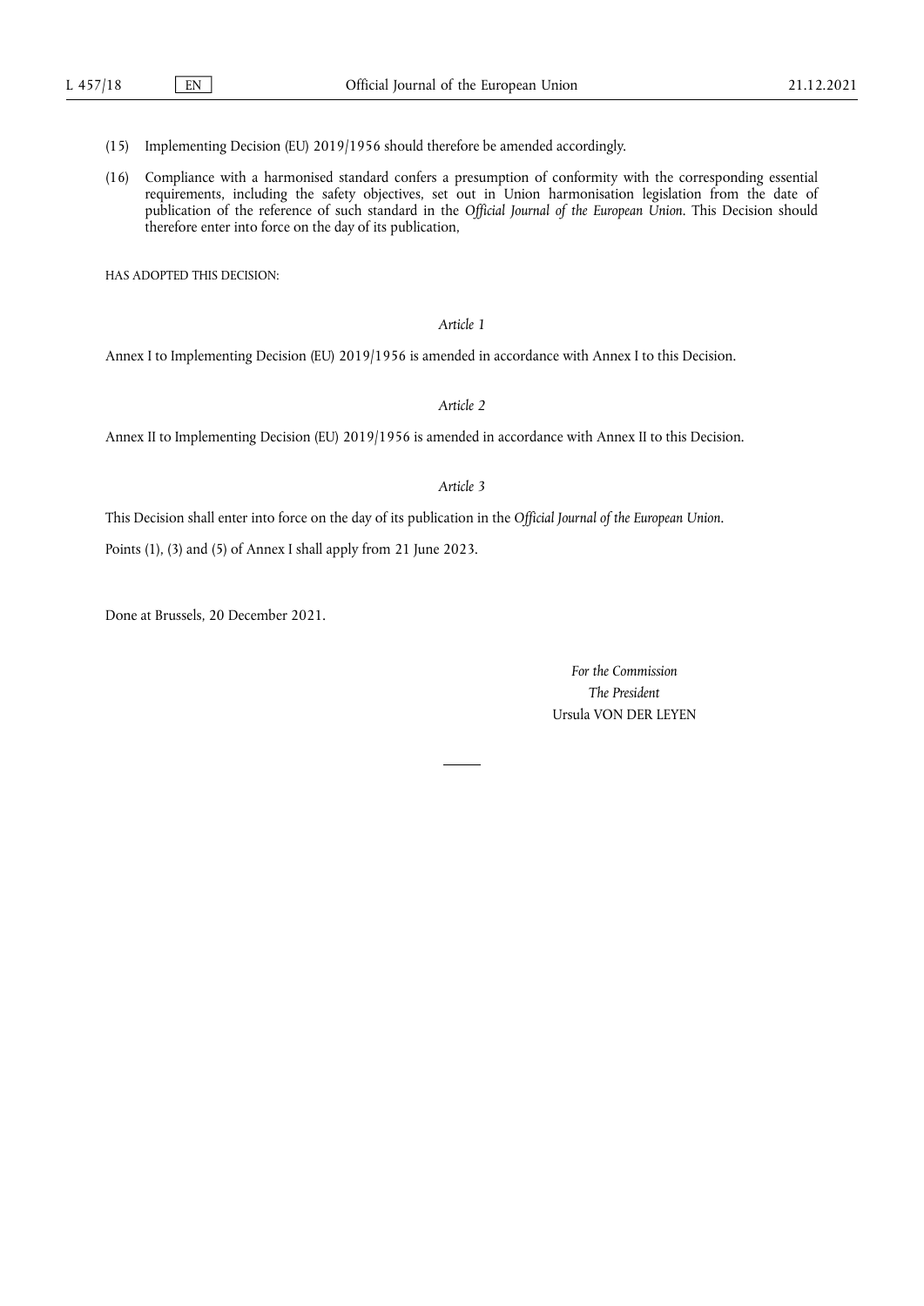(15) Implementing Decision (EU) 2019/1956 should therefore be amended accordingly.

(16) Compliance with a harmonised standard confers a presumption of conformity with the corresponding essential requirements, including the safety objectives, set out in Union harmonisation legislation from the date of publication of the reference of such standard in the *Official Journal of the European Union*. This Decision should therefore enter into force on the day of its publication,

HAS ADOPTED THIS DECISION:

*Article 1*

Annex I to Implementing Decision (EU) 2019/1956 is amended in accordance with Annex I to this Decision.

*Article 2*

Annex II to Implementing Decision (EU) 2019/1956 is amended in accordance with Annex II to this Decision.

*Article 3*

This Decision shall enter into force on the day of its publication in the *Official Journal of the European Union*.

Points (1), (3) and (5) of Annex I shall apply from 21 June 2023.

Done at Brussels, 20 December 2021.

*For the Commission*

*The President*

Ursula VON DER LEYEN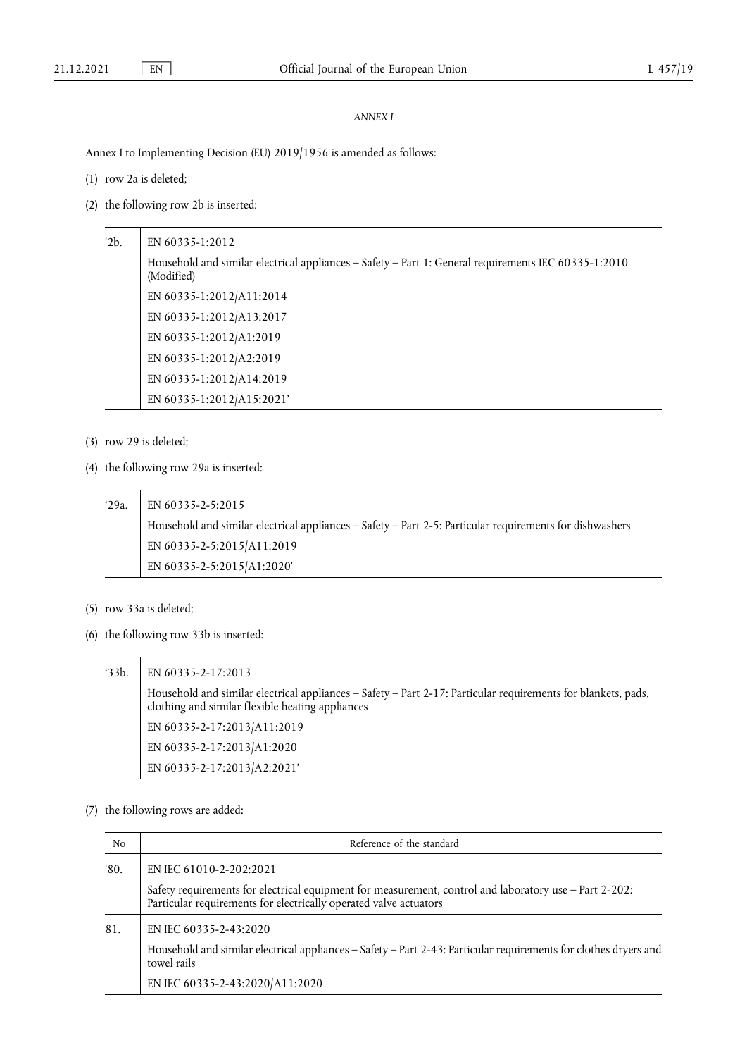*ANNEX I*

Annex I to Implementing Decision (EU) 2019/1956 is amended as follows:

(1) row 2a is deleted;

(2) the following row 2b is inserted:

| | |
|---|---|
| '2b. | EN 60335-1:2012<br>Household and similar electrical appliances – Safety – Part 1: General requirements IEC 60335-1:2010 (Modified)<br>EN 60335-1:2012/A11:2014<br>EN 60335-1:2012/A13:2017<br>EN 60335-1:2012/A1:2019<br>EN 60335-1:2012/A2:2019<br>EN 60335-1:2012/A14:2019<br>EN 60335-1:2012/A15:2021' |

(3) row 29 is deleted;

(4) the following row 29a is inserted:

| | |
|---|---|
| '29a. | EN 60335-2-5:2015<br>Household and similar electrical appliances – Safety – Part 2-5: Particular requirements for dishwashers<br>EN 60335-2-5:2015/A11:2019<br>EN 60335-2-5:2015/A1:2020' |

(5) row 33a is deleted;

(6) the following row 33b is inserted:

| | |
|---|---|
| '33b. | EN 60335-2-17:2013<br>Household and similar electrical appliances – Safety – Part 2-17: Particular requirements for blankets, pads, clothing and similar flexible heating appliances<br>EN 60335-2-17:2013/A11:2019<br>EN 60335-2-17:2013/A1:2020<br>EN 60335-2-17:2013/A2:2021' |

(7) the following rows are added:

| No | Reference of the standard |
|---|---|
| '80. | EN IEC 61010-2-202:2021<br>Safety requirements for electrical equipment for measurement, control and laboratory use – Part 2-202: Particular requirements for electrically operated valve actuators |
| 81. | EN IEC 60335-2-43:2020<br>Household and similar electrical appliances – Safety – Part 2-43: Particular requirements for clothes dryers and towel rails<br>EN IEC 60335-2-43:2020/A11:2020 |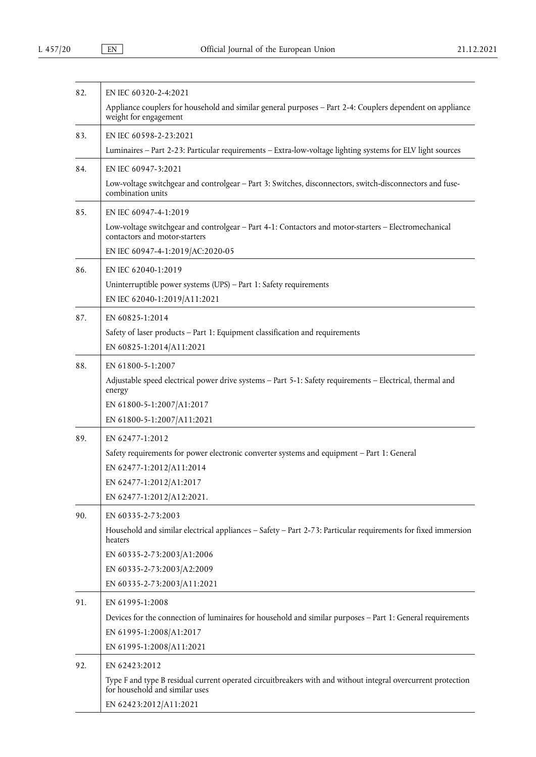| | |
|---|---|
| 82. | EN IEC 60320-2-4:2021<br>Appliance couplers for household and similar general purposes – Part 2-4: Couplers dependent on appliance weight for engagement |
| 83. | EN IEC 60598-2-23:2021<br>Luminaires – Part 2-23: Particular requirements – Extra-low-voltage lighting systems for ELV light sources |
| 84. | EN IEC 60947-3:2021<br>Low-voltage switchgear and controlgear – Part 3: Switches, disconnectors, switch-disconnectors and fuse-combination units |
| 85. | EN IEC 60947-4-1:2019<br>Low-voltage switchgear and controlgear – Part 4-1: Contactors and motor-starters – Electromechanical contactors and motor-starters<br>EN IEC 60947-4-1:2019/AC:2020-05 |
| 86. | EN IEC 62040-1:2019<br>Uninterruptible power systems (UPS) – Part 1: Safety requirements<br>EN IEC 62040-1:2019/A11:2021 |
| 87. | EN 60825-1:2014<br>Safety of laser products – Part 1: Equipment classification and requirements<br>EN 60825-1:2014/A11:2021 |
| 88. | EN 61800-5-1:2007<br>Adjustable speed electrical power drive systems – Part 5-1: Safety requirements – Electrical, thermal and energy<br>EN 61800-5-1:2007/A1:2017<br>EN 61800-5-1:2007/A11:2021 |
| 89. | EN 62477-1:2012<br>Safety requirements for power electronic converter systems and equipment – Part 1: General<br>EN 62477-1:2012/A11:2014<br>EN 62477-1:2012/A1:2017<br>EN 62477-1:2012/A12:2021. |
| 90. | EN 60335-2-73:2003<br>Household and similar electrical appliances – Safety – Part 2-73: Particular requirements for fixed immersion heaters<br>EN 60335-2-73:2003/A1:2006<br>EN 60335-2-73:2003/A2:2009<br>EN 60335-2-73:2003/A11:2021 |
| 91. | EN 61995-1:2008<br>Devices for the connection of luminaires for household and similar purposes – Part 1: General requirements<br>EN 61995-1:2008/A1:2017<br>EN 61995-1:2008/A11:2021 |
| 92. | EN 62423:2012<br>Type F and type B residual current operated circuitbreakers with and without integral overcurrent protection for household and similar uses<br>EN 62423:2012/A11:2021 |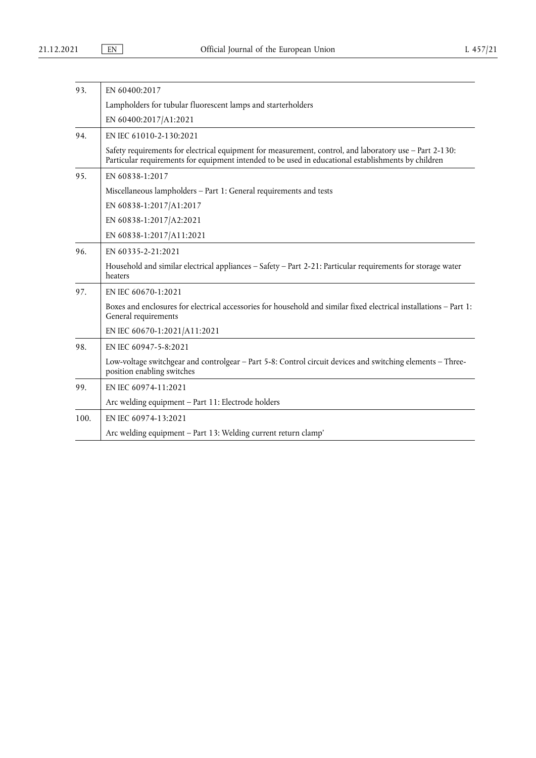| | |
|---|---|
| 93. | EN 60400:2017 |
| | Lampholders for tubular fluorescent lamps and starterholders |
| | EN 60400:2017/A1:2021 |
| 94. | EN IEC 61010-2-130:2021 |
| | Safety requirements for electrical equipment for measurement, control, and laboratory use – Part 2-130: Particular requirements for equipment intended to be used in educational establishments by children |
| 95. | EN 60838-1:2017 |
| | Miscellaneous lampholders – Part 1: General requirements and tests |
| | EN 60838-1:2017/A1:2017 |
| | EN 60838-1:2017/A2:2021 |
| | EN 60838-1:2017/A11:2021 |
| 96. | EN 60335-2-21:2021 |
| | Household and similar electrical appliances – Safety – Part 2-21: Particular requirements for storage water heaters |
| 97. | EN IEC 60670-1:2021 |
| | Boxes and enclosures for electrical accessories for household and similar fixed electrical installations – Part 1: General requirements |
| | EN IEC 60670-1:2021/A11:2021 |
| 98. | EN IEC 60947-5-8:2021 |
| | Low-voltage switchgear and controlgear – Part 5-8: Control circuit devices and switching elements – Three-position enabling switches |
| 99. | EN IEC 60974-11:2021 |
| | Arc welding equipment – Part 11: Electrode holders |
| 100. | EN IEC 60974-13:2021 |
| | Arc welding equipment – Part 13: Welding current return clamp' |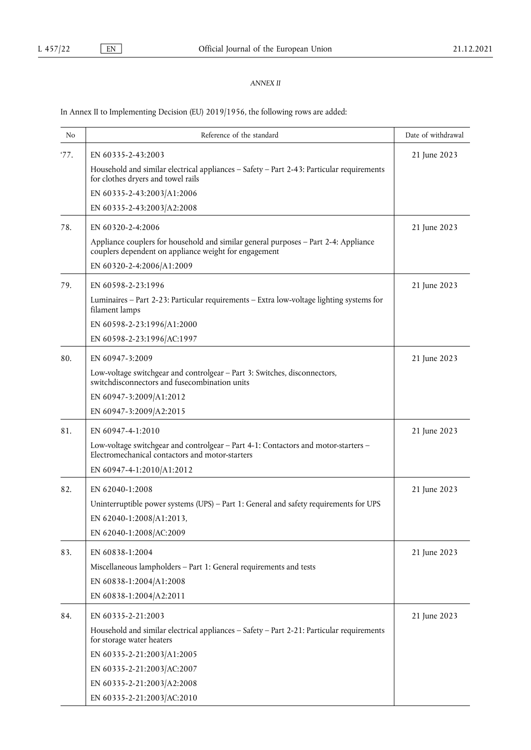*ANNEX II*

In Annex II to Implementing Decision (EU) 2019/1956, the following rows are added:

| No | Reference of the standard | Date of withdrawal |
|---|---|---|
| '77. | EN 60335-2-43:2003<br>Household and similar electrical appliances – Safety – Part 2-43: Particular requirements for clothes dryers and towel rails<br>EN 60335-2-43:2003/A1:2006<br>EN 60335-2-43:2003/A2:2008 | 21 June 2023 |
| 78. | EN 60320-2-4:2006<br>Appliance couplers for household and similar general purposes – Part 2-4: Appliance couplers dependent on appliance weight for engagement<br>EN 60320-2-4:2006/A1:2009 | 21 June 2023 |
| 79. | EN 60598-2-23:1996<br>Luminaires – Part 2-23: Particular requirements – Extra low-voltage lighting systems for filament lamps<br>EN 60598-2-23:1996/A1:2000<br>EN 60598-2-23:1996/AC:1997 | 21 June 2023 |
| 80. | EN 60947-3:2009<br>Low-voltage switchgear and controlgear – Part 3: Switches, disconnectors, switchdisconnectors and fusecombination units<br>EN 60947-3:2009/A1:2012<br>EN 60947-3:2009/A2:2015 | 21 June 2023 |
| 81. | EN 60947-4-1:2010<br>Low-voltage switchgear and controlgear – Part 4-1: Contactors and motor-starters – Electromechanical contactors and motor-starters<br>EN 60947-4-1:2010/A1:2012 | 21 June 2023 |
| 82. | EN 62040-1:2008<br>Uninterruptible power systems (UPS) – Part 1: General and safety requirements for UPS<br>EN 62040-1:2008/A1:2013,<br>EN 62040-1:2008/AC:2009 | 21 June 2023 |
| 83. | EN 60838-1:2004<br>Miscellaneous lampholders – Part 1: General requirements and tests<br>EN 60838-1:2004/A1:2008<br>EN 60838-1:2004/A2:2011 | 21 June 2023 |
| 84. | EN 60335-2-21:2003<br>Household and similar electrical appliances – Safety – Part 2-21: Particular requirements for storage water heaters<br>EN 60335-2-21:2003/A1:2005<br>EN 60335-2-21:2003/AC:2007<br>EN 60335-2-21:2003/A2:2008<br>EN 60335-2-21:2003/AC:2010 | 21 June 2023 |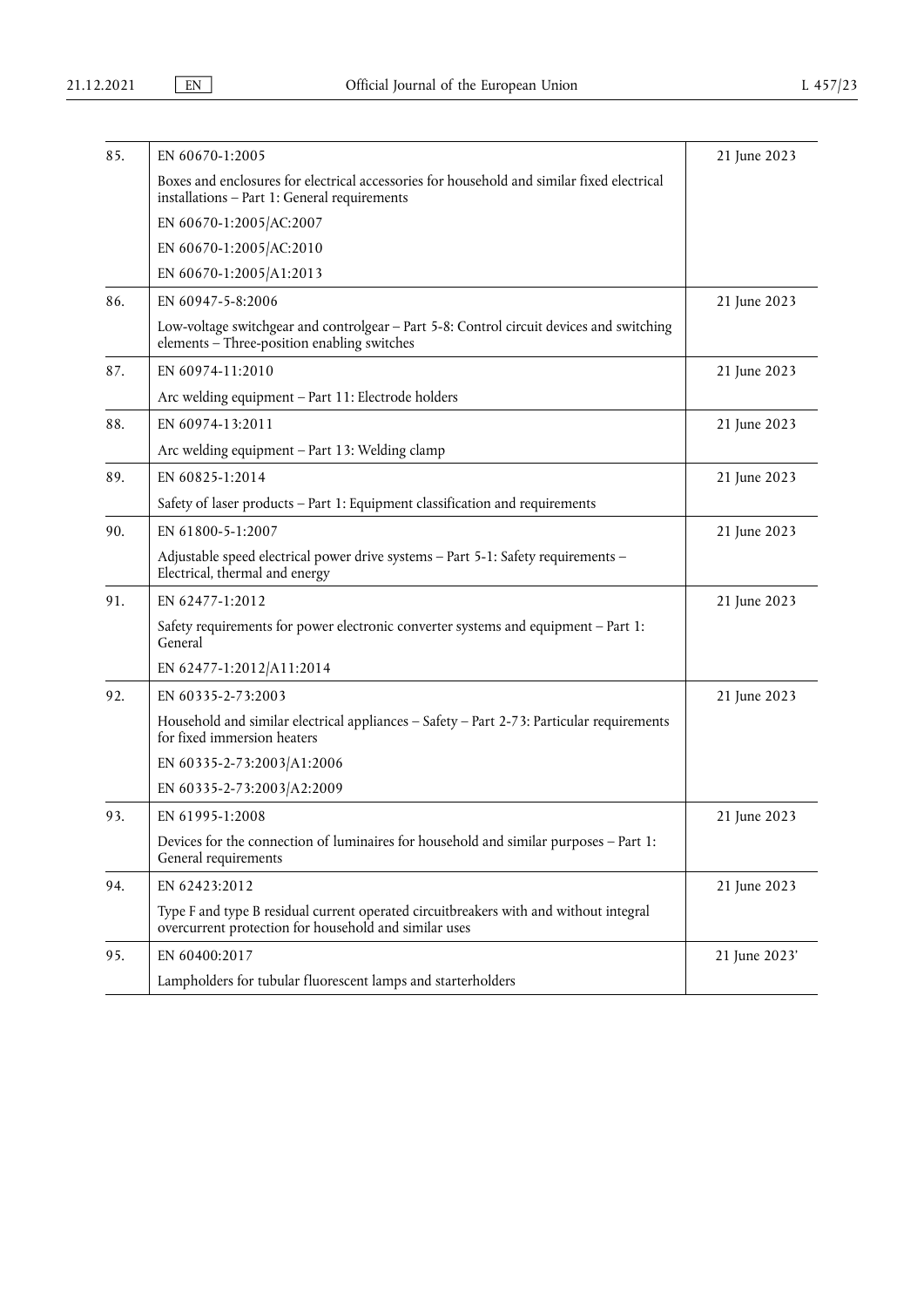| | | |
|---|---|---|
| 85. | EN 60670-1:2005<br>Boxes and enclosures for electrical accessories for household and similar fixed electrical installations – Part 1: General requirements<br>EN 60670-1:2005/AC:2007<br>EN 60670-1:2005/AC:2010<br>EN 60670-1:2005/A1:2013 | 21 June 2023 |
| 86. | EN 60947-5-8:2006<br>Low-voltage switchgear and controlgear – Part 5-8: Control circuit devices and switching elements – Three-position enabling switches | 21 June 2023 |
| 87. | EN 60974-11:2010<br>Arc welding equipment – Part 11: Electrode holders | 21 June 2023 |
| 88. | EN 60974-13:2011<br>Arc welding equipment – Part 13: Welding clamp | 21 June 2023 |
| 89. | EN 60825-1:2014<br>Safety of laser products – Part 1: Equipment classification and requirements | 21 June 2023 |
| 90. | EN 61800-5-1:2007<br>Adjustable speed electrical power drive systems – Part 5-1: Safety requirements – Electrical, thermal and energy | 21 June 2023 |
| 91. | EN 62477-1:2012<br>Safety requirements for power electronic converter systems and equipment – Part 1: General<br>EN 62477-1:2012/A11:2014 | 21 June 2023 |
| 92. | EN 60335-2-73:2003<br>Household and similar electrical appliances – Safety – Part 2-73: Particular requirements for fixed immersion heaters<br>EN 60335-2-73:2003/A1:2006<br>EN 60335-2-73:2003/A2:2009 | 21 June 2023 |
| 93. | EN 61995-1:2008<br>Devices for the connection of luminaires for household and similar purposes – Part 1: General requirements | 21 June 2023 |
| 94. | EN 62423:2012<br>Type F and type B residual current operated circuitbreakers with and without integral overcurrent protection for household and similar uses | 21 June 2023 |
| 95. | EN 60400:2017<br>Lampholders for tubular fluorescent lamps and starterholders | 21 June 2023' |